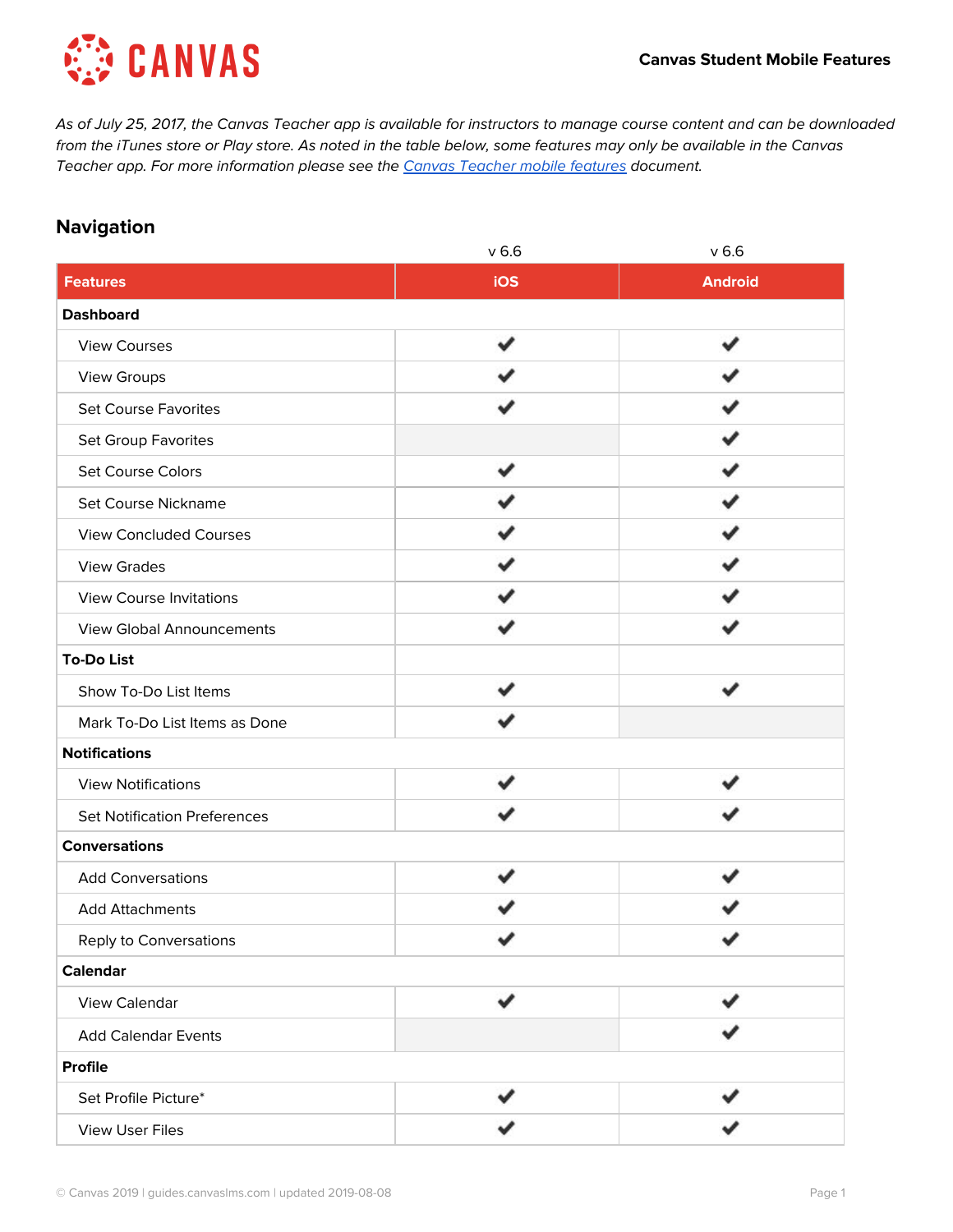*As of July 25, 2017, the Canvas Teacher app is available for instructors to manage course content and can be downloaded from the iTunes store or Play store. As noted in the table below, some features may only be available in the Canvas Teacher app. For more information please see the [Canvas Teacher mobile features](#) document.*

## Navigation

| | v 6.6 | v 6.6 |
|---|---|---|
| **Features** | **iOS** | **Android** |
| **Dashboard** | | |
| View Courses | ✔ | ✔ |
| View Groups | ✔ | ✔ |
| Set Course Favorites | ✔ | ✔ |
| Set Group Favorites | | ✔ |
| Set Course Colors | ✔ | ✔ |
| Set Course Nickname | ✔ | ✔ |
| View Concluded Courses | ✔ | ✔ |
| View Grades | ✔ | ✔ |
| View Course Invitations | ✔ | ✔ |
| View Global Announcements | ✔ | ✔ |
| **To-Do List** | | |
| Show To-Do List Items | ✔ | ✔ |
| Mark To-Do List Items as Done | ✔ | |
| **Notifications** | | |
| View Notifications | ✔ | ✔ |
| Set Notification Preferences | ✔ | ✔ |
| **Conversations** | | |
| Add Conversations | ✔ | ✔ |
| Add Attachments | ✔ | ✔ |
| Reply to Conversations | ✔ | ✔ |
| **Calendar** | | |
| View Calendar | ✔ | ✔ |
| Add Calendar Events | | ✔ |
| **Profile** | | |
| Set Profile Picture* | ✔ | ✔ |
| View User Files | ✔ | ✔ |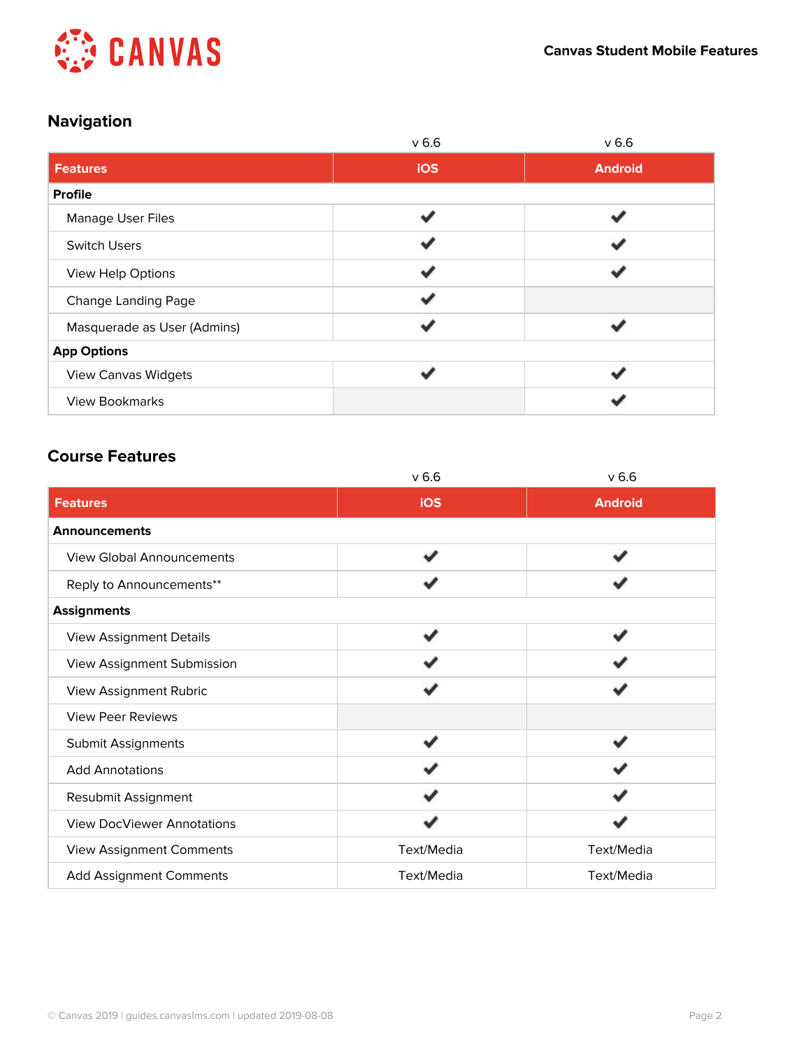## Navigation

| Features | iOS (v 6.6) | Android (v 6.6) |
|---|---|---|
| **Profile** | | |
| Manage User Files | ✔ | ✔ |
| Switch Users | ✔ | ✔ |
| View Help Options | ✔ | ✔ |
| Change Landing Page | ✔ | |
| Masquerade as User (Admins) | ✔ | ✔ |
| **App Options** | | |
| View Canvas Widgets | ✔ | ✔ |
| View Bookmarks | | ✔ |

## Course Features

| Features | iOS (v 6.6) | Android (v 6.6) |
|---|---|---|
| **Announcements** | | |
| View Global Announcements | ✔ | ✔ |
| Reply to Announcements** | ✔ | ✔ |
| **Assignments** | | |
| View Assignment Details | ✔ | ✔ |
| View Assignment Submission | ✔ | ✔ |
| View Assignment Rubric | ✔ | ✔ |
| View Peer Reviews | | |
| Submit Assignments | ✔ | ✔ |
| Add Annotations | ✔ | ✔ |
| Resubmit Assignment | ✔ | ✔ |
| View DocViewer Annotations | ✔ | ✔ |
| View Assignment Comments | Text/Media | Text/Media |
| Add Assignment Comments | Text/Media | Text/Media |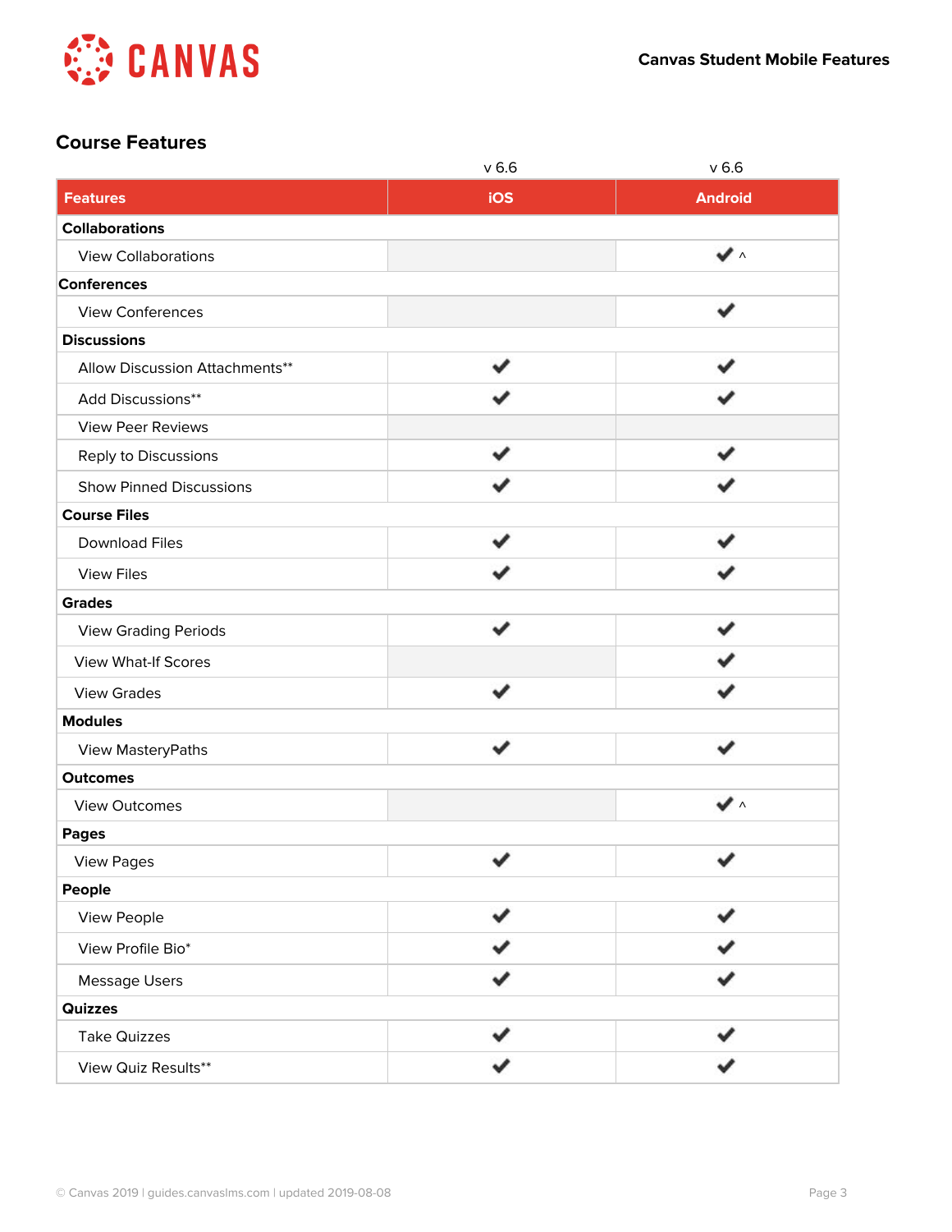## Course Features

| Features | iOS v 6.6 | Android v 6.6 |
|---|---|---|
| **Collaborations** | | |
| View Collaborations | | ✔ ^ |
| **Conferences** | | |
| View Conferences | | ✔ |
| **Discussions** | | |
| Allow Discussion Attachments** | ✔ | ✔ |
| Add Discussions** | ✔ | ✔ |
| View Peer Reviews | | |
| Reply to Discussions | ✔ | ✔ |
| Show Pinned Discussions | ✔ | ✔ |
| **Course Files** | | |
| Download Files | ✔ | ✔ |
| View Files | ✔ | ✔ |
| **Grades** | | |
| View Grading Periods | ✔ | ✔ |
| View What-If Scores | | ✔ |
| View Grades | ✔ | ✔ |
| **Modules** | | |
| View MasteryPaths | ✔ | ✔ |
| **Outcomes** | | |
| View Outcomes | | ✔ ^ |
| **Pages** | | |
| View Pages | ✔ | ✔ |
| **People** | | |
| View People | ✔ | ✔ |
| View Profile Bio* | ✔ | ✔ |
| Message Users | ✔ | ✔ |
| **Quizzes** | | |
| Take Quizzes | ✔ | ✔ |
| View Quiz Results** | ✔ | ✔ |

© Canvas 2019 | guides.canvaslms.com | updated 2019-08-08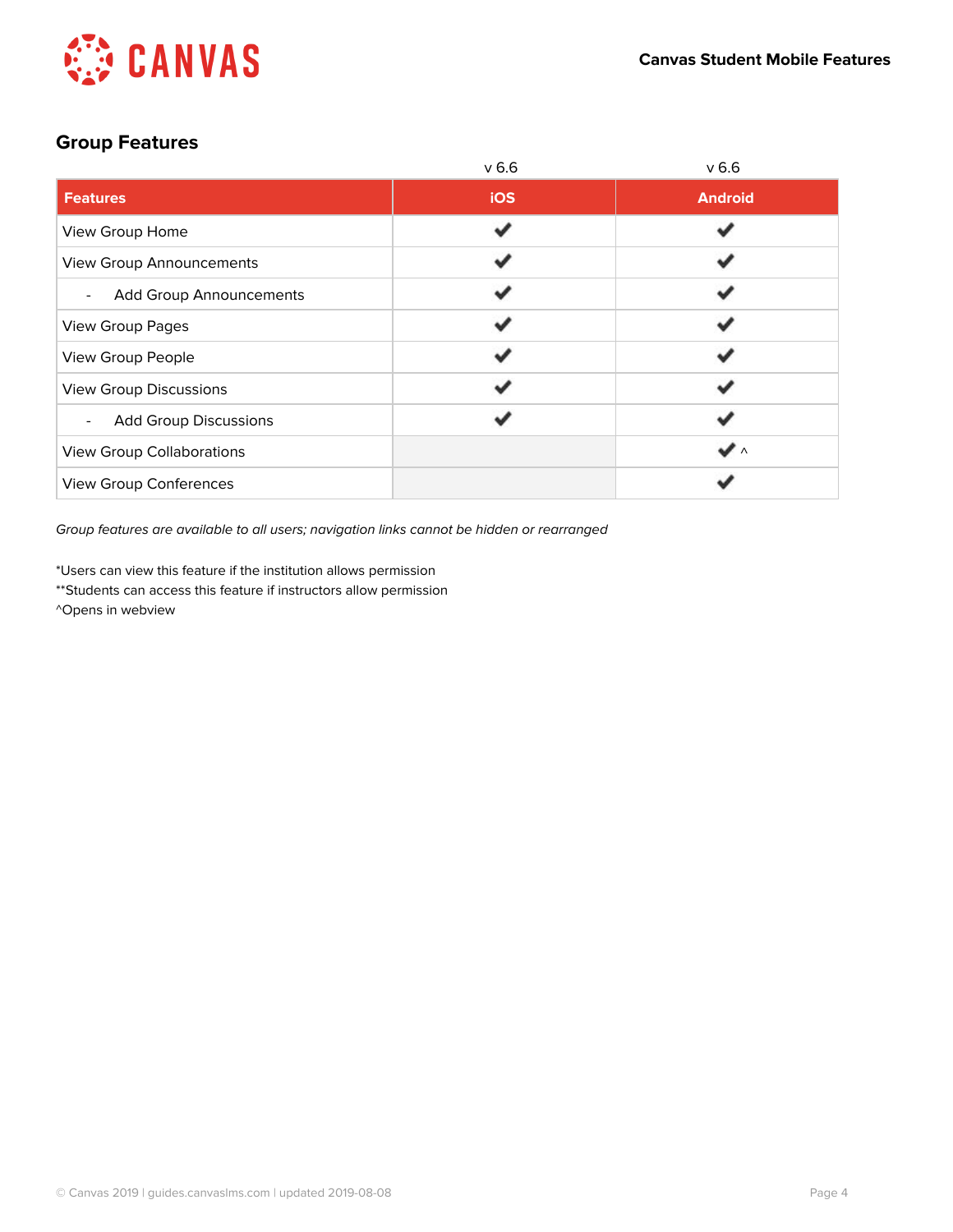## Group Features

| | v 6.6 | v 6.6 |
|---|---|---|
| **Features** | **iOS** | **Android** |
| View Group Home | ✔ | ✔ |
| View Group Announcements | ✔ | ✔ |
| - Add Group Announcements | ✔ | ✔ |
| View Group Pages | ✔ | ✔ |
| View Group People | ✔ | ✔ |
| View Group Discussions | ✔ | ✔ |
| - Add Group Discussions | ✔ | ✔ |
| View Group Collaborations | | ✔ ^ |
| View Group Conferences | | ✔ |

*Group features are available to all users; navigation links cannot be hidden or rearranged*

*Users can view this feature if the institution allows permission
**Students can access this feature if instructors allow permission
^Opens in webview